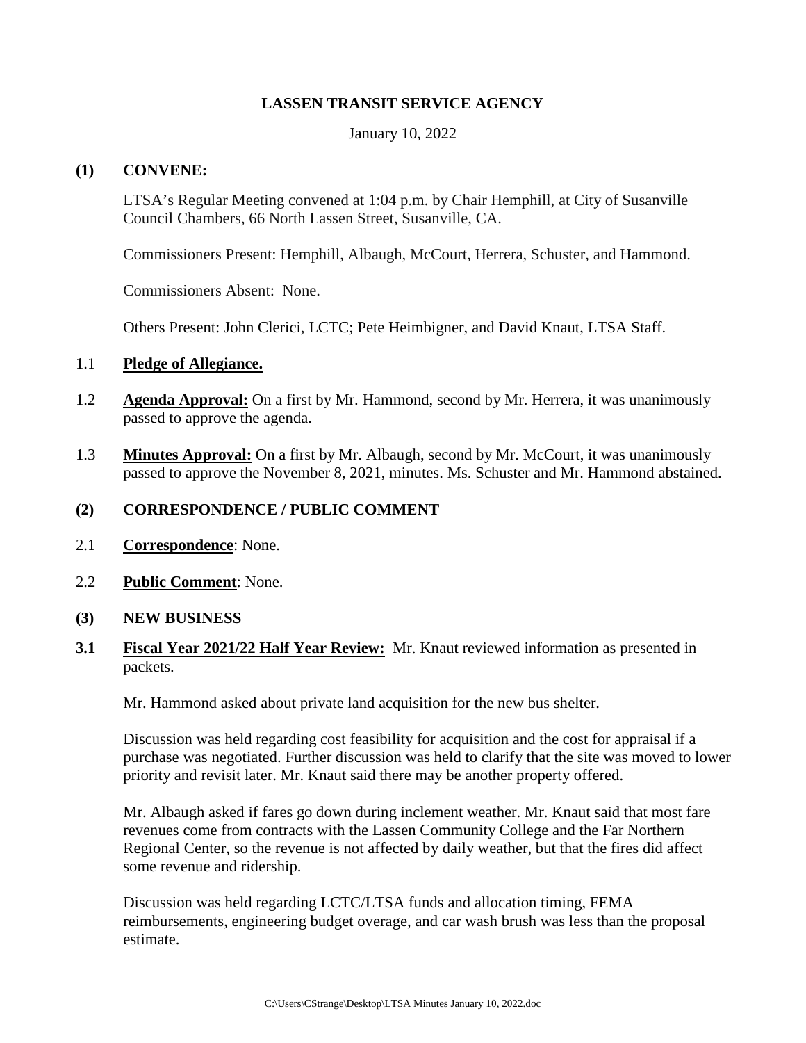# LASSEN TRANSIT SERVICE AGENCY

January 10, 2022

## (1) CONVENE:

LTSA's Regular Meeting convened at 1:04 p.m. by Chair Hemphill, at City of Susanville Council Chambers, 66 North Lassen Street, Susanville, CA.

Commissioners Present: Hemphill, Albaugh, McCourt, Herrera, Schuster, and Hammond.

Commissioners Absent: None.

Others Present: John Clerici, LCTC; Pete Heimbigner, and David Knaut, LTSA Staff.

1.1 **Pledge of Allegiance.**

1.2 **Agenda Approval:** On a first by Mr. Hammond, second by Mr. Herrera, it was unanimously passed to approve the agenda.

1.3 **Minutes Approval:** On a first by Mr. Albaugh, second by Mr. McCourt, it was unanimously passed to approve the November 8, 2021, minutes. Ms. Schuster and Mr. Hammond abstained.

## (2) CORRESPONDENCE / PUBLIC COMMENT

2.1 **Correspondence**: None.

2.2 **Public Comment**: None.

## (3) NEW BUSINESS

**3.1 Fiscal Year 2021/22 Half Year Review:** Mr. Knaut reviewed information as presented in packets.

Mr. Hammond asked about private land acquisition for the new bus shelter.

Discussion was held regarding cost feasibility for acquisition and the cost for appraisal if a purchase was negotiated. Further discussion was held to clarify that the site was moved to lower priority and revisit later. Mr. Knaut said there may be another property offered.

Mr. Albaugh asked if fares go down during inclement weather. Mr. Knaut said that most fare revenues come from contracts with the Lassen Community College and the Far Northern Regional Center, so the revenue is not affected by daily weather, but that the fires did affect some revenue and ridership.

Discussion was held regarding LCTC/LTSA funds and allocation timing, FEMA reimbursements, engineering budget overage, and car wash brush was less than the proposal estimate.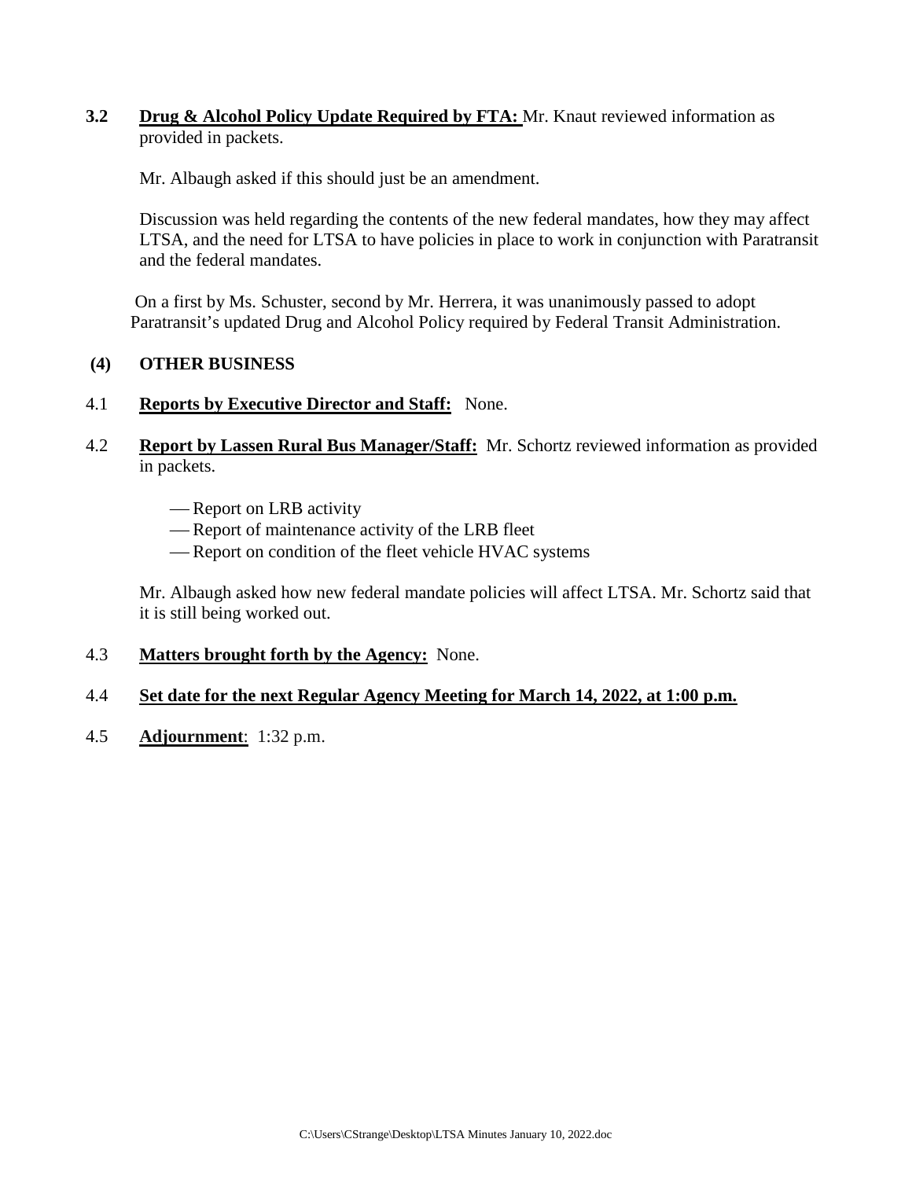**3.2** **Drug & Alcohol Policy Update Required by FTA:** Mr. Knaut reviewed information as provided in packets.

Mr. Albaugh asked if this should just be an amendment.

Discussion was held regarding the contents of the new federal mandates, how they may affect LTSA, and the need for LTSA to have policies in place to work in conjunction with Paratransit and the federal mandates.

On a first by Ms. Schuster, second by Mr. Herrera, it was unanimously passed to adopt Paratransit's updated Drug and Alcohol Policy required by Federal Transit Administration.

**(4) OTHER BUSINESS**

4.1 **Reports by Executive Director and Staff:** None.

4.2 **Report by Lassen Rural Bus Manager/Staff:** Mr. Schortz reviewed information as provided in packets.

- Report on LRB activity
- Report of maintenance activity of the LRB fleet
- Report on condition of the fleet vehicle HVAC systems

Mr. Albaugh asked how new federal mandate policies will affect LTSA. Mr. Schortz said that it is still being worked out.

4.3 **Matters brought forth by the Agency:** None.

4.4 **Set date for the next Regular Agency Meeting for March 14, 2022, at 1:00 p.m.**

4.5 **Adjournment**: 1:32 p.m.

C:\Users\CStrange\Desktop\LTSA Minutes January 10, 2022.doc